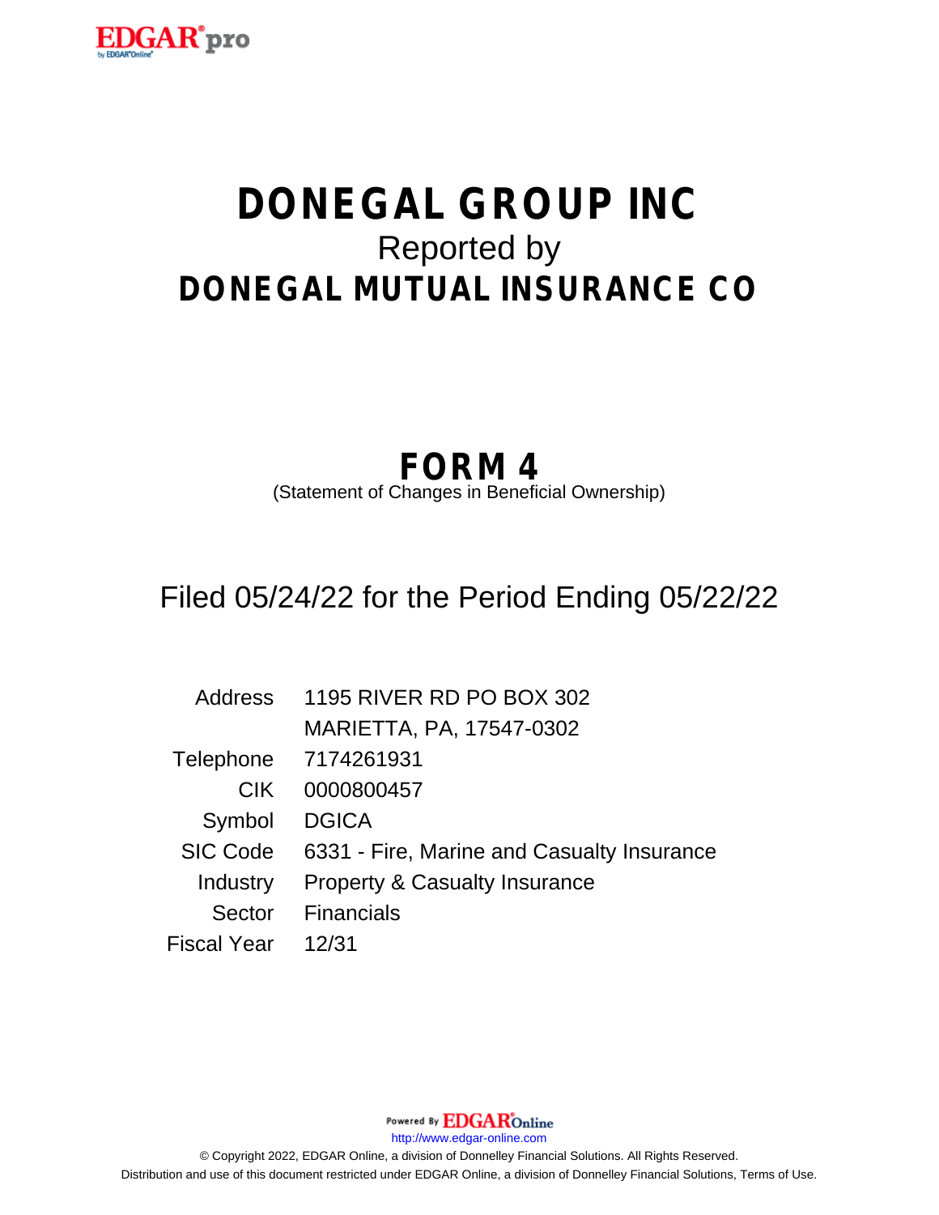# DONEGAL GROUP INC

Reported by

## DONEGAL MUTUAL INSURANCE CO

# FORM 4

(Statement of Changes in Beneficial Ownership)

Filed 05/24/22 for the Period Ending 05/22/22

| | |
|---|---|
| Address | 1195 RIVER RD PO BOX 302 |
| | MARIETTA, PA, 17547-0302 |
| Telephone | 7174261931 |
| CIK | 0000800457 |
| Symbol | DGICA |
| SIC Code | 6331 - Fire, Marine and Casualty Insurance |
| Industry | Property & Casualty Insurance |
| Sector | Financials |
| Fiscal Year | 12/31 |

Powered By EDGAR Online

http://www.edgar-online.com

© Copyright 2022, EDGAR Online, a division of Donnelley Financial Solutions. All Rights Reserved.

Distribution and use of this document restricted under EDGAR Online, a division of Donnelley Financial Solutions, Terms of Use.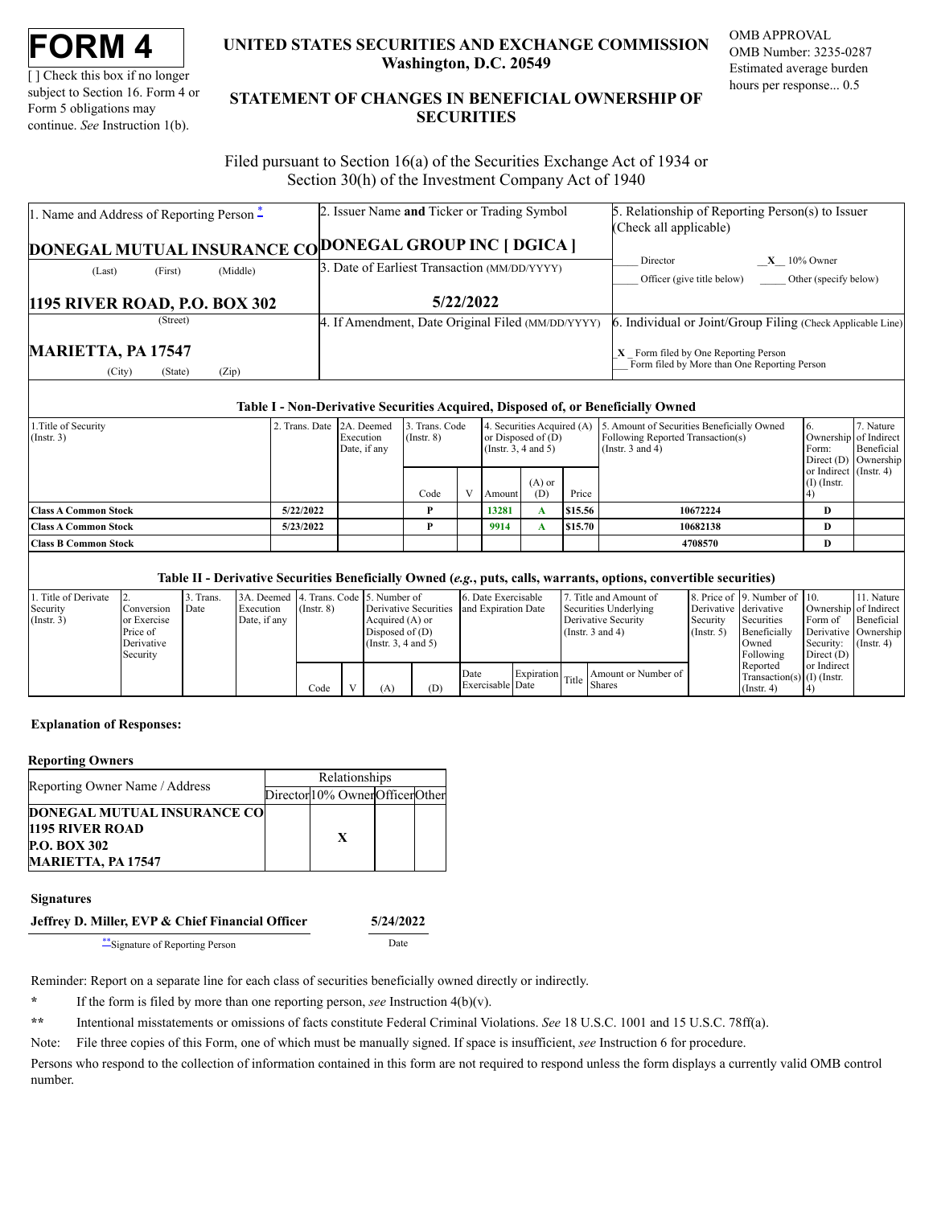# FORM 4

[ ] Check this box if no longer subject to Section 16. Form 4 or Form 5 obligations may continue. *See* Instruction 1(b).

**UNITED STATES SECURITIES AND EXCHANGE COMMISSION**
**Washington, D.C. 20549**

**STATEMENT OF CHANGES IN BENEFICIAL OWNERSHIP OF SECURITIES**

OMB APPROVAL
OMB Number: 3235-0287
Estimated average burden hours per response... 0.5

Filed pursuant to Section 16(a) of the Securities Exchange Act of 1934 or Section 30(h) of the Investment Company Act of 1940

| | | |
|---|---|---|
| 1. Name and Address of Reporting Person * **DONEGAL MUTUAL INSURANCE CO** (Last) (First) (Middle) **1195 RIVER ROAD, P.O. BOX 302** (Street) **MARIETTA, PA 17547** (City) (State) (Zip) | 2. Issuer Name **and** Ticker or Trading Symbol **DONEGAL GROUP INC [ DGICA ]** 3. Date of Earliest Transaction (MM/DD/YYYY) **5/22/2022** 4. If Amendment, Date Original Filed (MM/DD/YYYY) | 5. Relationship of Reporting Person(s) to Issuer (Check all applicable) ___ Director _X_ 10% Owner ___ Officer (give title below) ___ Other (specify below) 6. Individual or Joint/Group Filing (Check Applicable Line) _X_ Form filed by One Reporting Person ___ Form filed by More than One Reporting Person |

**Table I - Non-Derivative Securities Acquired, Disposed of, or Beneficially Owned**

| 1.Title of Security (Instr. 3) | 2. Trans. Date | 2A. Deemed Execution Date, if any | 3. Trans. Code (Instr. 8) | | 4. Securities Acquired (A) or Disposed of (D) (Instr. 3, 4 and 5) | | | 5. Amount of Securities Beneficially Owned Following Reported Transaction(s) (Instr. 3 and 4) | 6. Ownership Form: Direct (D) or Indirect (I) (Instr. 4) | 7. Nature of Indirect Beneficial Ownership (Instr. 4) |
|---|---|---|---|---|---|---|---|---|---|---|
| | | | Code | V | Amount | (A) or (D) | Price | | | |
| **Class A Common Stock** | **5/22/2022** | | **P** | | **13281** | **A** | **$15.56** | **10672224** | **D** | |
| **Class A Common Stock** | **5/23/2022** | | **P** | | **9914** | **A** | **$15.70** | **10682138** | **D** | |
| **Class B Common Stock** | | | | | | | | **4708570** | **D** | |

**Table II - Derivative Securities Beneficially Owned (*e.g.*, puts, calls, warrants, options, convertible securities)**

| 1. Title of Derivate Security (Instr. 3) | 2. Conversion or Exercise Price of Derivative Security | 3. Trans. Date | 3A. Deemed Execution Date, if any | 4. Trans. Code (Instr. 8) | | 5. Number of Derivative Securities Acquired (A) or Disposed of (D) (Instr. 3, 4 and 5) | | 6. Date Exercisable and Expiration Date | | 7. Title and Amount of Securities Underlying Derivative Security (Instr. 3 and 4) | | 8. Price of Derivative Security (Instr. 5) | 9. Number of derivative Securities Beneficially Owned Following Reported Transaction(s) (Instr. 4) | 10. Ownership Form of Derivative Security: Direct (D) or Indirect (I) (Instr. 4) | 11. Nature of Indirect Beneficial Ownership (Instr. 4) |
|---|---|---|---|---|---|---|---|---|---|---|---|---|---|---|---|
| | | | | Code | V | (A) | (D) | Date Exercisable | Expiration Date | Title | Amount or Number of Shares | | | | |

**Explanation of Responses:**

**Reporting Owners**

| Reporting Owner Name / Address | Relationships | | | |
|---|---|---|---|---|
| | Director | 10% Owner | Officer | Other |
| **DONEGAL MUTUAL INSURANCE CO** **1195 RIVER ROAD** **P.O. BOX 302** **MARIETTA, PA 17547** | | X | | |

**Signatures**

**Jeffrey D. Miller, EVP & Chief Financial Officer** — **5/24/2022**

**Signature of Reporting Person — Date

Reminder: Report on a separate line for each class of securities beneficially owned directly or indirectly.

\* If the form is filed by more than one reporting person, *see* Instruction 4(b)(v).

** Intentional misstatements or omissions of facts constitute Federal Criminal Violations. *See* 18 U.S.C. 1001 and 15 U.S.C. 78ff(a).

Note: File three copies of this Form, one of which must be manually signed. If space is insufficient, *see* Instruction 6 for procedure.

Persons who respond to the collection of information contained in this form are not required to respond unless the form displays a currently valid OMB control number.